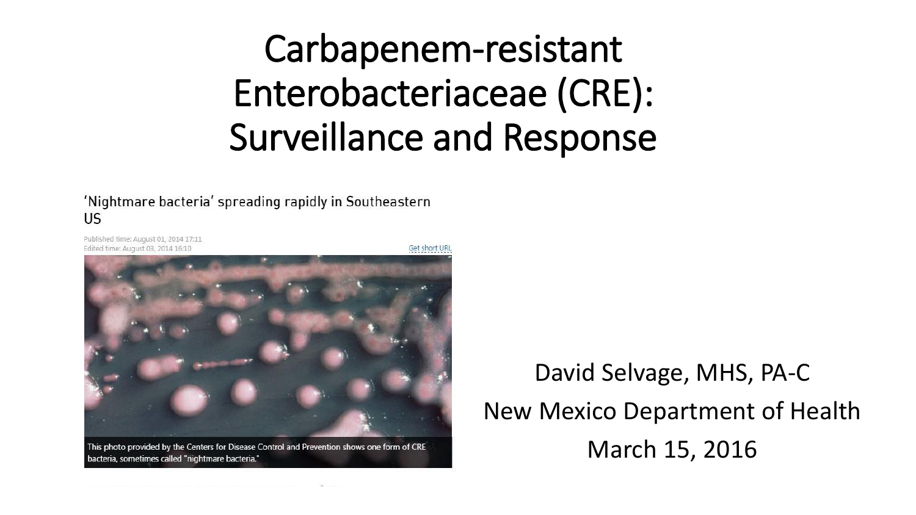# Carbapenem-resistant Enterobacteriaceae (CRE): Surveillance and Response

'Nightmare bacteria' spreading rapidly in Southeastern US

Published time: August 01, 2014 17:11
Edited time: August 03, 2014 16:10

Get short URL

This photo provided by the Centers for Disease Control and Prevention shows one form of CRE bacteria, sometimes called "nightmare bacteria."

David Selvage, MHS, PA-C

New Mexico Department of Health

March 15, 2016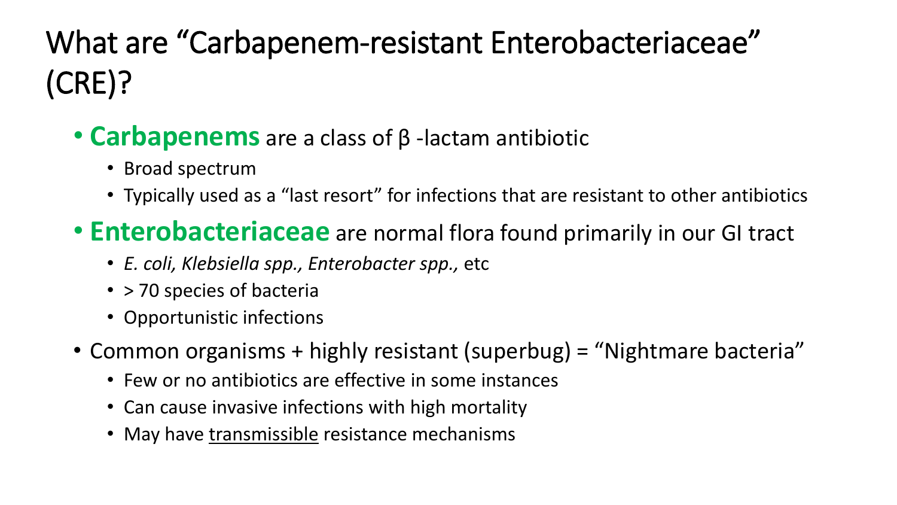# What are "Carbapenem-resistant Enterobacteriaceae" (CRE)?

- **Carbapenems** are a class of β -lactam antibiotic
  - Broad spectrum
  - Typically used as a "last resort" for infections that are resistant to other antibiotics
- **Enterobacteriaceae** are normal flora found primarily in our GI tract
  - *E. coli, Klebsiella spp., Enterobacter spp.,* etc
  - > 70 species of bacteria
  - Opportunistic infections
- Common organisms + highly resistant (superbug) = "Nightmare bacteria"
  - Few or no antibiotics are effective in some instances
  - Can cause invasive infections with high mortality
  - May have <u>transmissible</u> resistance mechanisms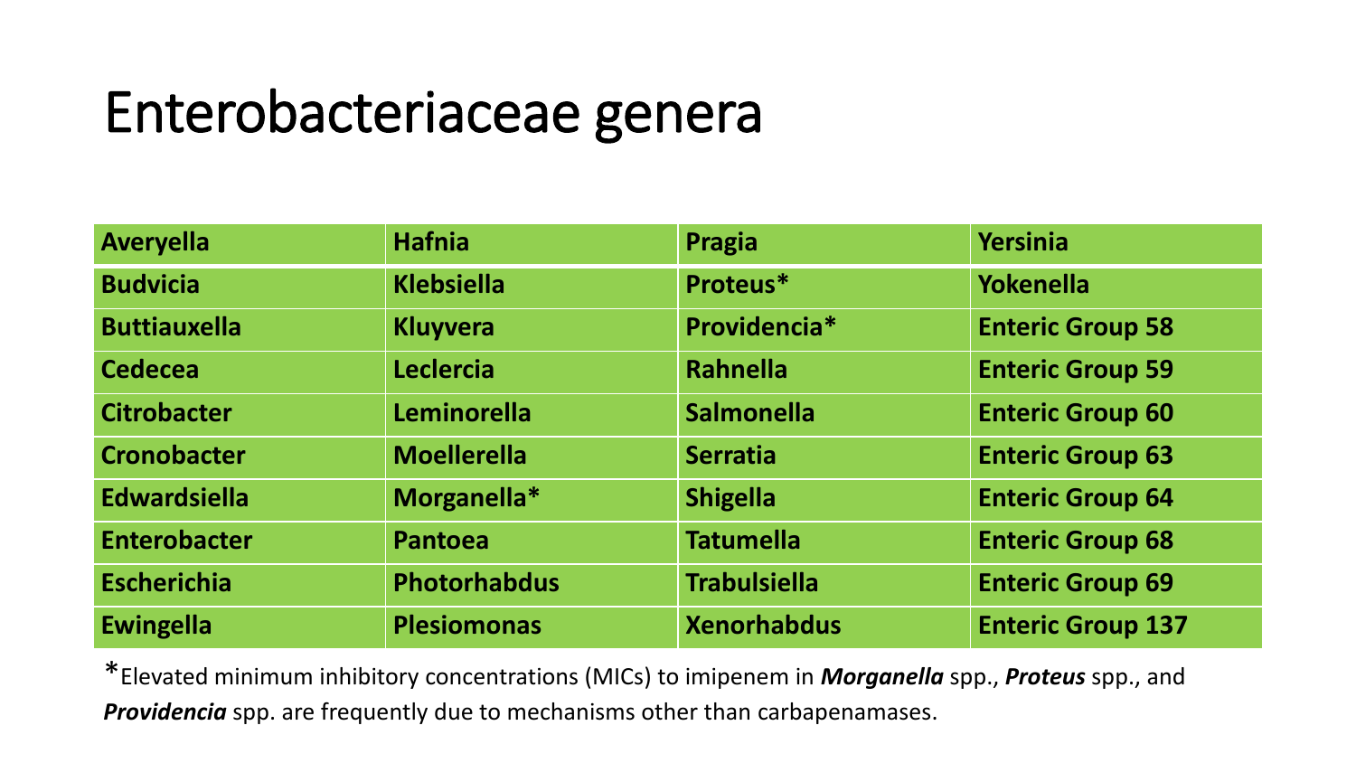# Enterobacteriaceae genera

| Averyella | Hafnia | Pragia | Yersinia |
|---|---|---|---|
| Budvicia | Klebsiella | Proteus* | Yokenella |
| Buttiauxella | Kluyvera | Providencia* | Enteric Group 58 |
| Cedecea | Leclercia | Rahnella | Enteric Group 59 |
| Citrobacter | Leminorella | Salmonella | Enteric Group 60 |
| Cronobacter | Moellerella | Serratia | Enteric Group 63 |
| Edwardsiella | Morganella* | Shigella | Enteric Group 64 |
| Enterobacter | Pantoea | Tatumella | Enteric Group 68 |
| Escherichia | Photorhabdus | Trabulsiella | Enteric Group 69 |
| Ewingella | Plesiomonas | Xenorhabdus | Enteric Group 137 |

*Elevated minimum inhibitory concentrations (MICs) to imipenem in ***Morganella*** spp., ***Proteus*** spp., and ***Providencia*** spp. are frequently due to mechanisms other than carbapenamases.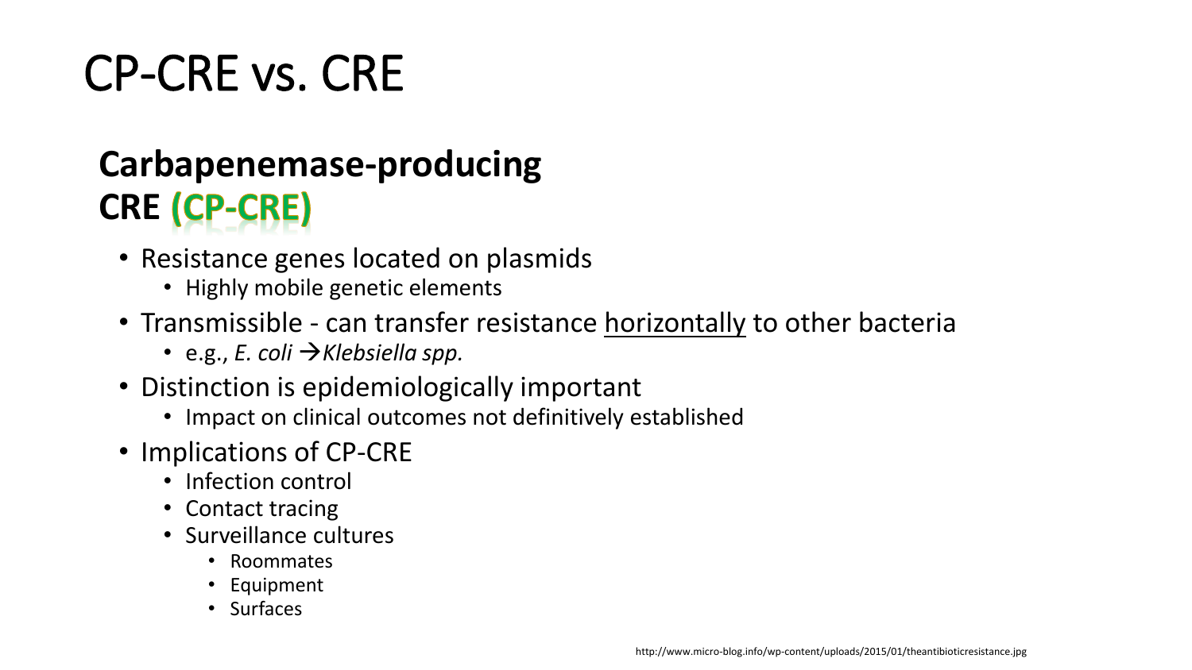# CP-CRE vs. CRE

## Carbapenemase-producing CRE (CP-CRE)

- Resistance genes located on plasmids
  - Highly mobile genetic elements
- Transmissible - can transfer resistance <u>horizontally</u> to other bacteria
  - e.g., *E. coli* →*Klebsiella spp.*
- Distinction is epidemiologically important
  - Impact on clinical outcomes not definitively established
- Implications of CP-CRE
  - Infection control
  - Contact tracing
  - Surveillance cultures
    - Roommates
    - Equipment
    - Surfaces

http://www.micro-blog.info/wp-content/uploads/2015/01/theantibioticresistance.jpg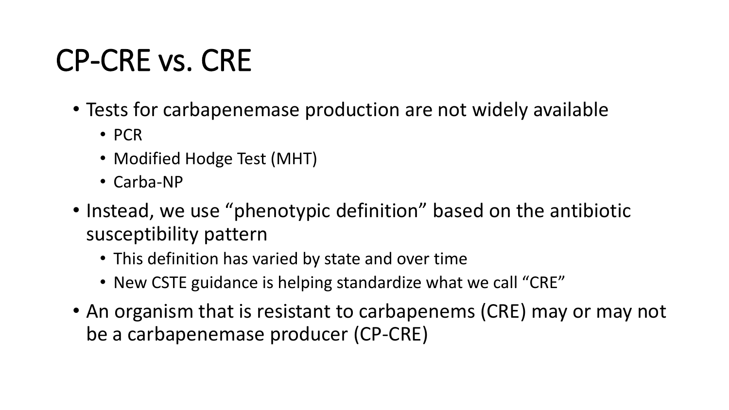# CP-CRE vs. CRE

- Tests for carbapenemase production are not widely available
  - PCR
  - Modified Hodge Test (MHT)
  - Carba-NP
- Instead, we use “phenotypic definition” based on the antibiotic susceptibility pattern
  - This definition has varied by state and over time
  - New CSTE guidance is helping standardize what we call “CRE”
- An organism that is resistant to carbapenems (CRE) may or may not be a carbapenemase producer (CP-CRE)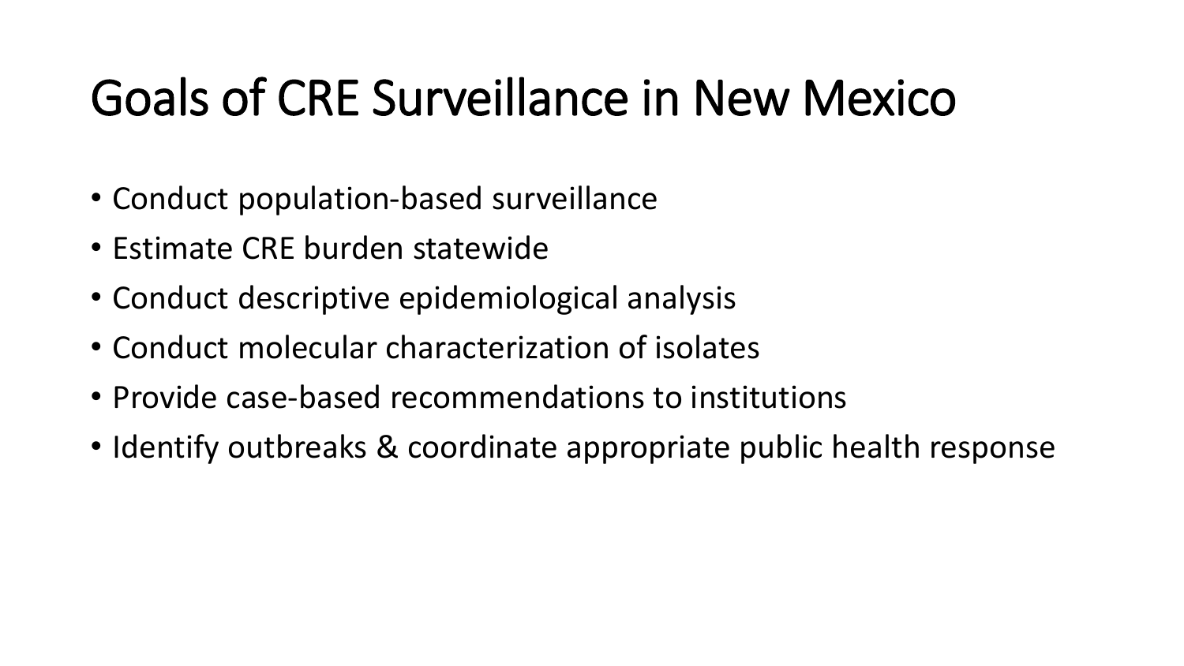# Goals of CRE Surveillance in New Mexico

- Conduct population-based surveillance
- Estimate CRE burden statewide
- Conduct descriptive epidemiological analysis
- Conduct molecular characterization of isolates
- Provide case-based recommendations to institutions
- Identify outbreaks & coordinate appropriate public health response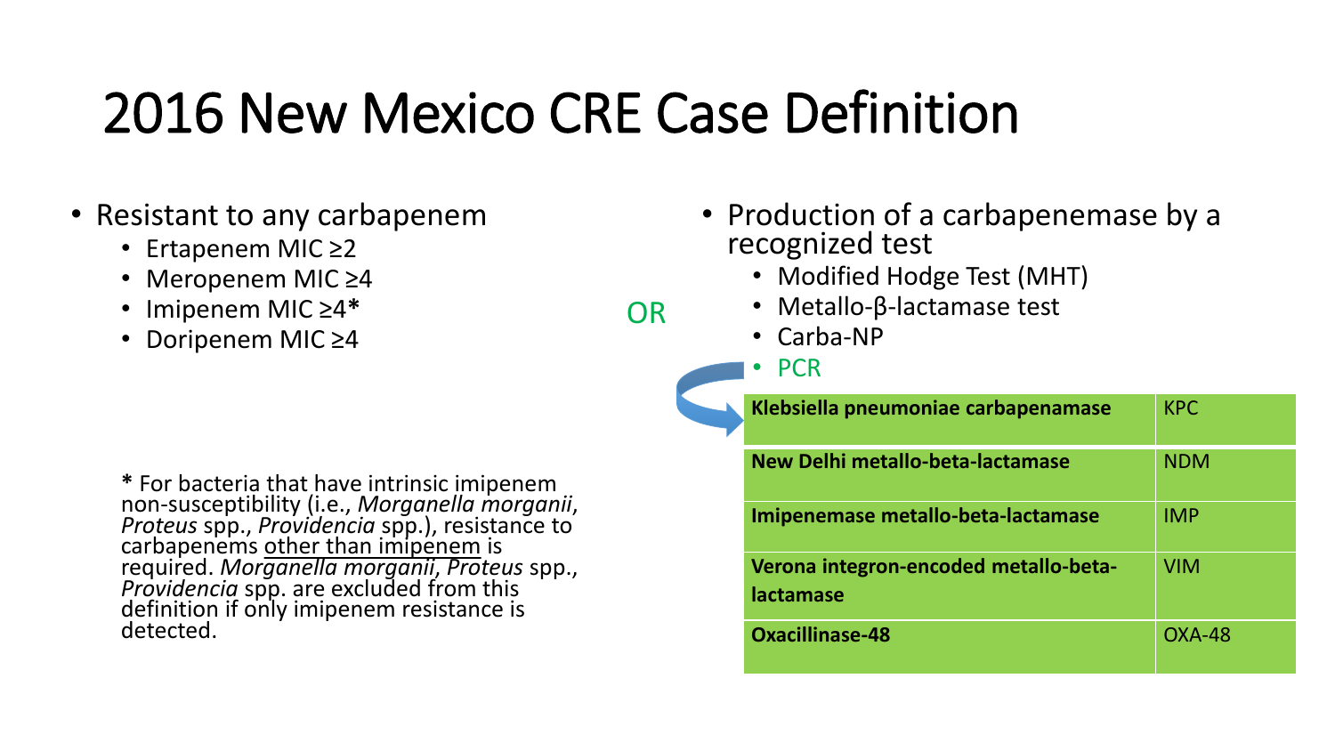# 2016 New Mexico CRE Case Definition

- Resistant to any carbapenem
  - Ertapenem MIC ≥2
  - Meropenem MIC ≥4
  - Imipenem MIC ≥4*
  - Doripenem MIC ≥4

OR

- Production of a carbapenemase by a recognized test
  - Modified Hodge Test (MHT)
  - Metallo-β-lactamase test
  - Carba-NP
  - PCR

| | |
|---|---|
| **Klebsiella pneumoniae carbapenamase** | KPC |
| **New Delhi metallo-beta-lactamase** | NDM |
| **Imipenemase metallo-beta-lactamase** | IMP |
| **Verona integron-encoded metallo-beta-lactamase** | VIM |
| **Oxacillinase-48** | OXA-48 |

**\*** For bacteria that have intrinsic imipenem non-susceptibility (i.e., *Morganella morganii*, *Proteus* spp., *Providencia* spp.), resistance to carbapenems other than imipenem is required. *Morganella morganii*, *Proteus* spp., *Providencia* spp. are excluded from this definition if only imipenem resistance is detected.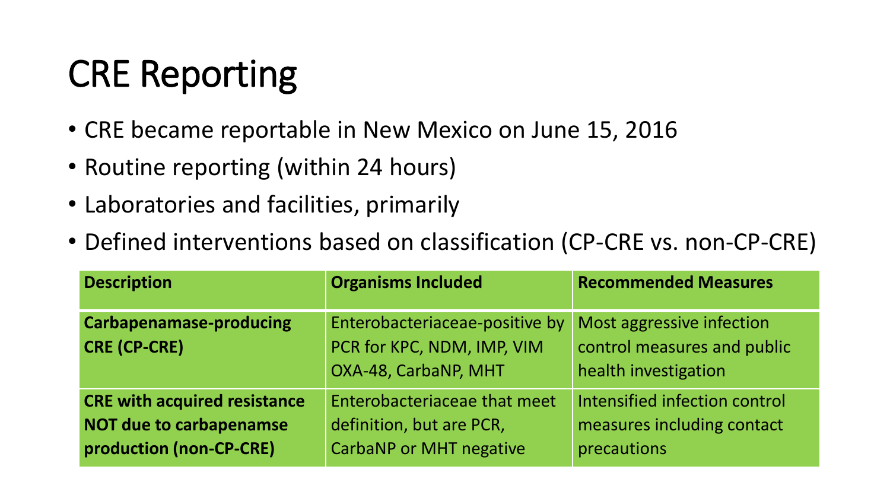# CRE Reporting

- CRE became reportable in New Mexico on June 15, 2016
- Routine reporting (within 24 hours)
- Laboratories and facilities, primarily
- Defined interventions based on classification (CP-CRE vs. non-CP-CRE)

| **Description** | **Organisms Included** | **Recommended Measures** |
| --- | --- | --- |
| **Carbapenamase-producing CRE (CP-CRE)** | Enterobacteriaceae-positive by PCR for KPC, NDM, IMP, VIM OXA-48, CarbaNP, MHT | Most aggressive infection control measures and public health investigation |
| **CRE with acquired resistance NOT due to carbapenamse production (non-CP-CRE)** | Enterobacteriaceae that meet definition, but are PCR, CarbaNP or MHT negative | Intensified infection control measures including contact precautions |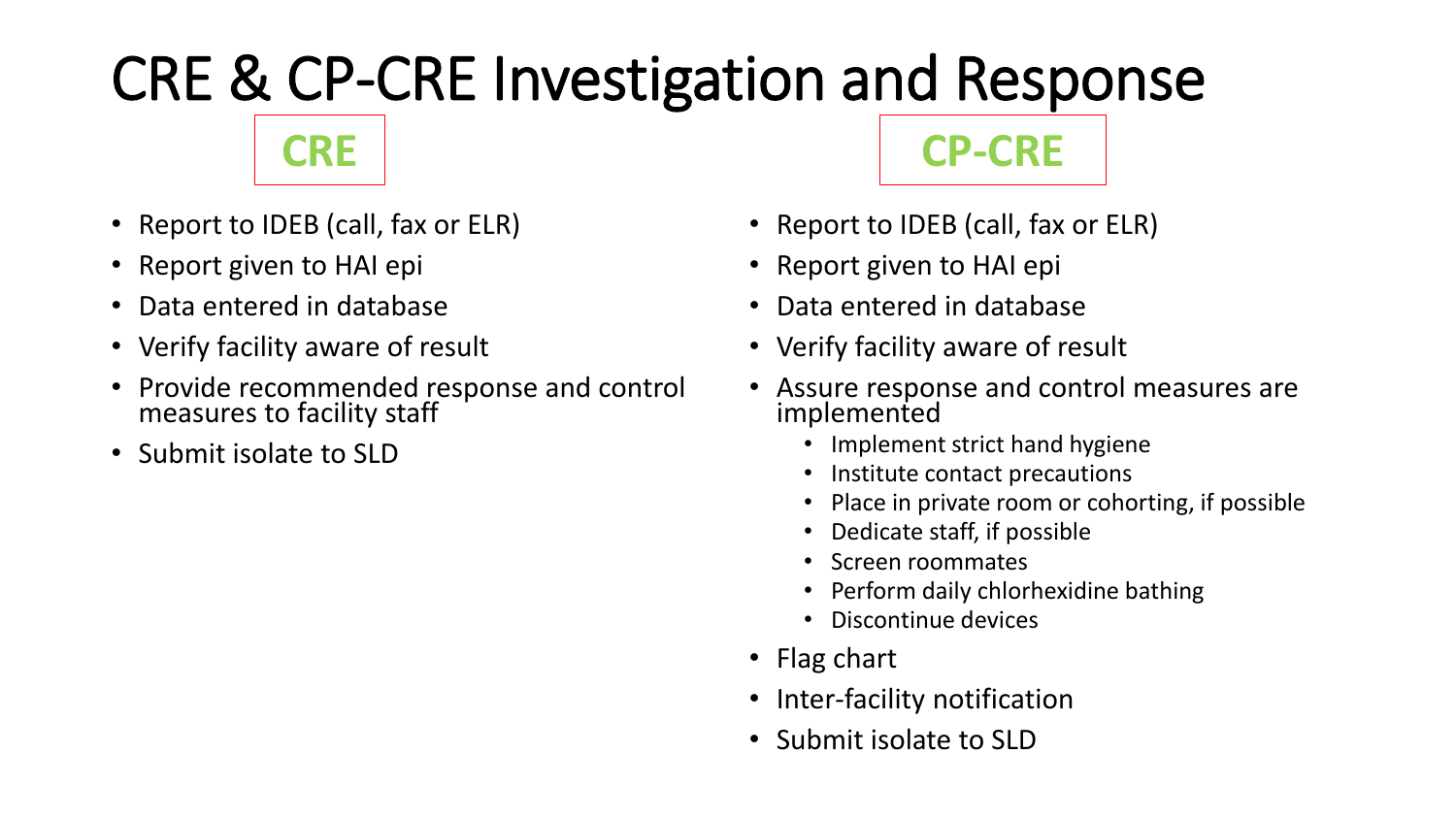# CRE & CP-CRE Investigation and Response

## CRE

- Report to IDEB (call, fax or ELR)
- Report given to HAI epi
- Data entered in database
- Verify facility aware of result
- Provide recommended response and control measures to facility staff
- Submit isolate to SLD

## CP-CRE

- Report to IDEB (call, fax or ELR)
- Report given to HAI epi
- Data entered in database
- Verify facility aware of result
- Assure response and control measures are implemented
  - Implement strict hand hygiene
  - Institute contact precautions
  - Place in private room or cohorting, if possible
  - Dedicate staff, if possible
  - Screen roommates
  - Perform daily chlorhexidine bathing
  - Discontinue devices
- Flag chart
- Inter-facility notification
- Submit isolate to SLD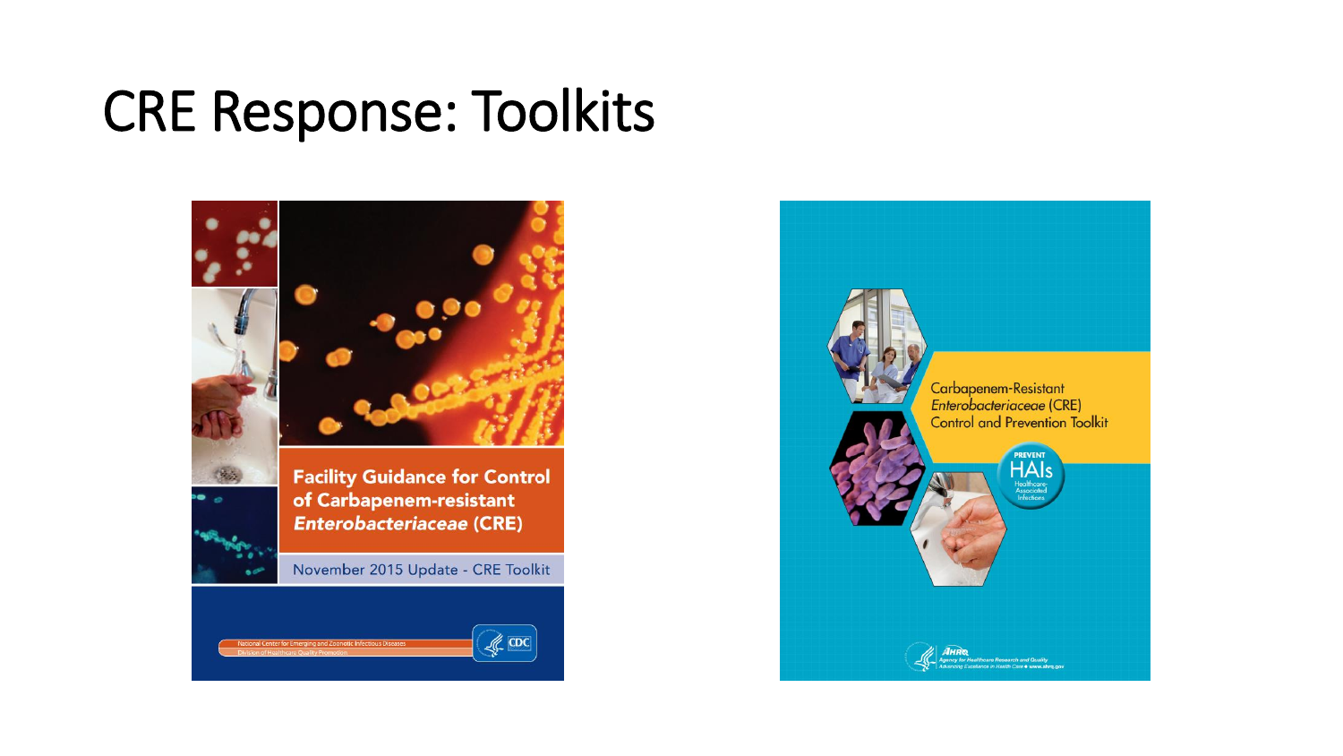# CRE Response: Toolkits

**Facility Guidance for Control of Carbapenem-resistant *Enterobacteriaceae* (CRE)**

November 2015 Update - CRE Toolkit

National Center for Emerging and Zoonotic Infectious Diseases
Division of Healthcare Quality Promotion

CDC

Carbapenem-Resistant *Enterobacteriaceae* (CRE) Control and Prevention Toolkit

PREVENT HAIs Healthcare-Associated Infections

AHRQ Agency for Healthcare Research and Quality
Advancing Excellence in Health Care • www.ahrq.gov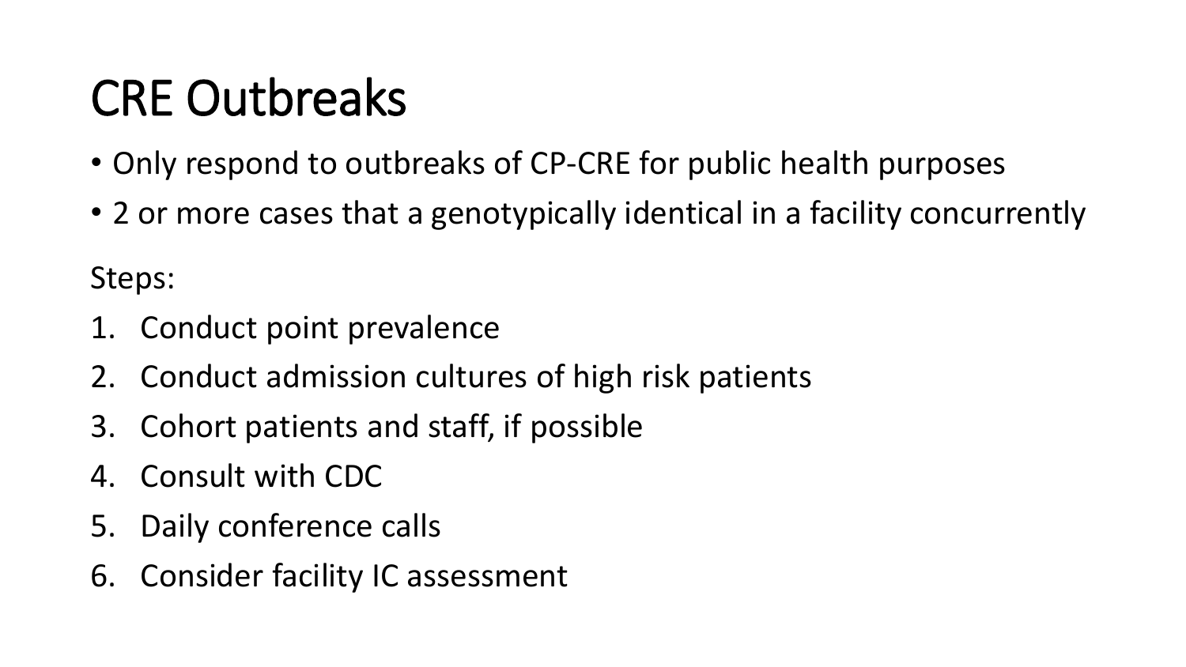# CRE Outbreaks

- Only respond to outbreaks of CP-CRE for public health purposes
- 2 or more cases that a genotypically identical in a facility concurrently

Steps:

1. Conduct point prevalence
2. Conduct admission cultures of high risk patients
3. Cohort patients and staff, if possible
4. Consult with CDC
5. Daily conference calls
6. Consider facility IC assessment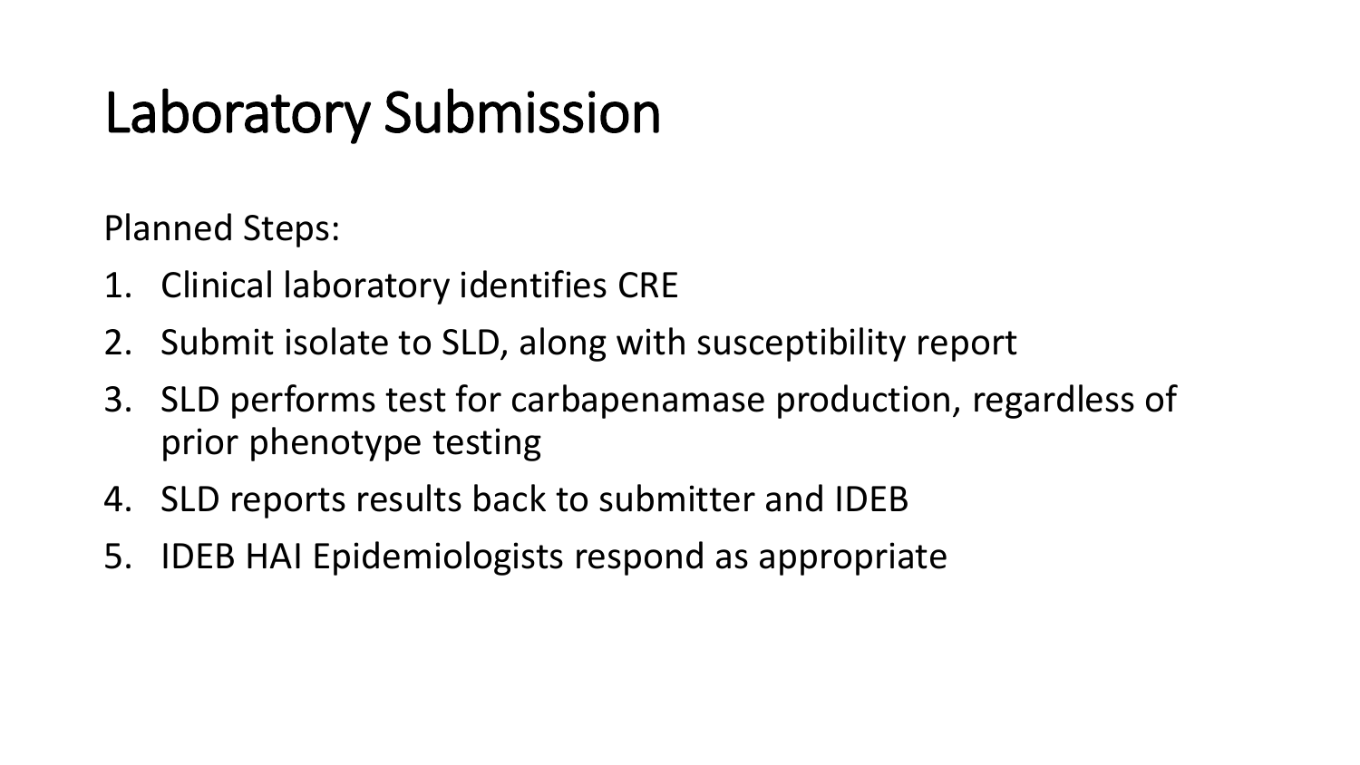# Laboratory Submission

Planned Steps:

1. Clinical laboratory identifies CRE
2. Submit isolate to SLD, along with susceptibility report
3. SLD performs test for carbapenamase production, regardless of prior phenotype testing
4. SLD reports results back to submitter and IDEB
5. IDEB HAI Epidemiologists respond as appropriate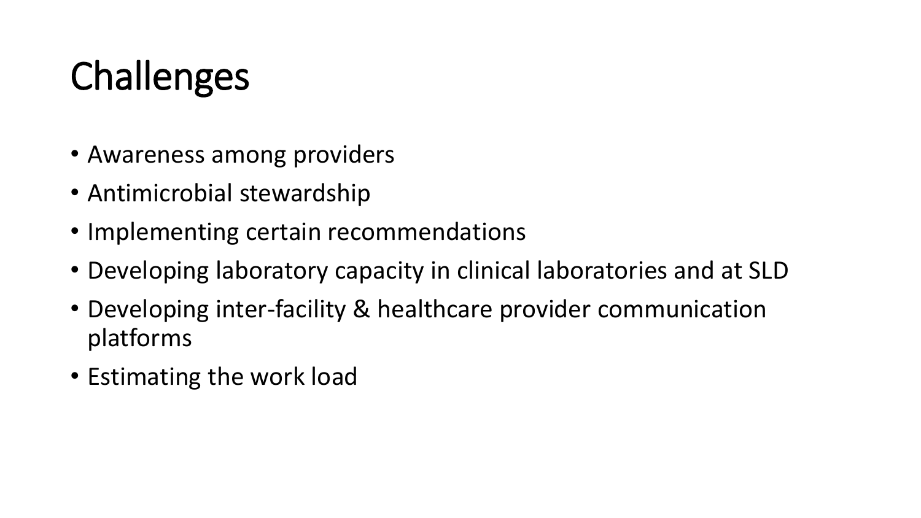# Challenges

- Awareness among providers
- Antimicrobial stewardship
- Implementing certain recommendations
- Developing laboratory capacity in clinical laboratories and at SLD
- Developing inter-facility & healthcare provider communication platforms
- Estimating the work load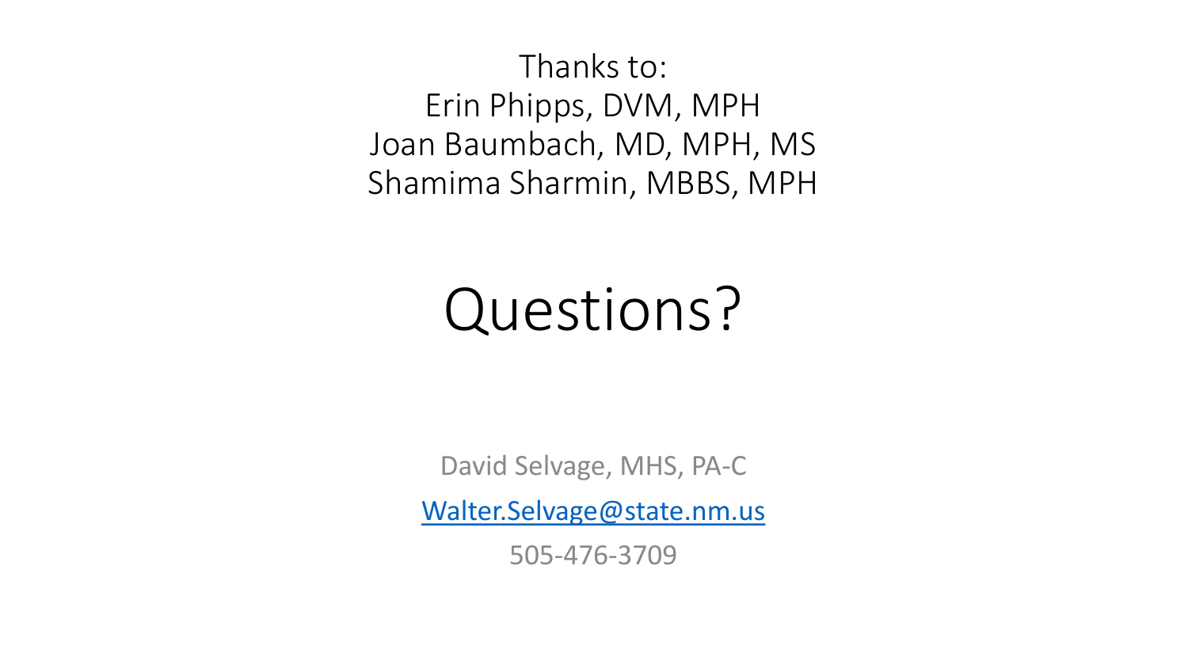Thanks to:
Erin Phipps, DVM, MPH
Joan Baumbach, MD, MPH, MS
Shamima Sharmin, MBBS, MPH

# Questions?

David Selvage, MHS, PA-C

Walter.Selvage@state.nm.us

505-476-3709